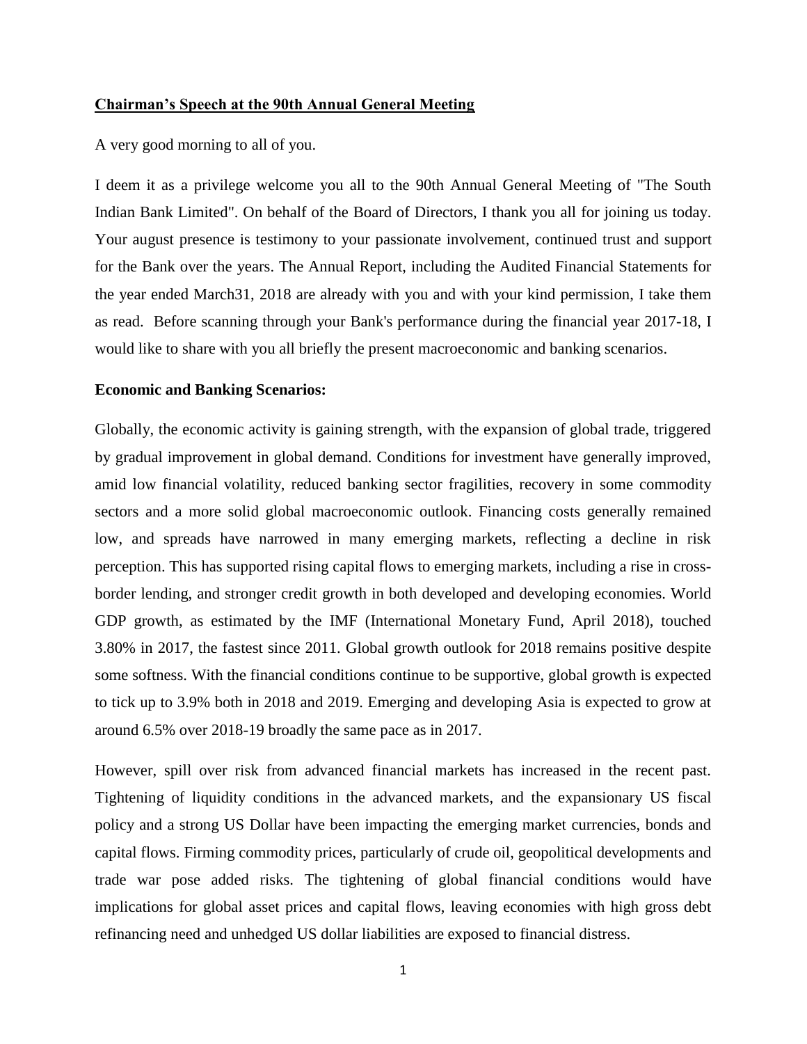**Chairman's Speech at the 90th Annual General Meeting**

A very good morning to all of you.

I deem it as a privilege welcome you all to the 90th Annual General Meeting of "The South Indian Bank Limited". On behalf of the Board of Directors, I thank you all for joining us today. Your august presence is testimony to your passionate involvement, continued trust and support for the Bank over the years. The Annual Report, including the Audited Financial Statements for the year ended March31, 2018 are already with you and with your kind permission, I take them as read. Before scanning through your Bank's performance during the financial year 2017-18, I would like to share with you all briefly the present macroeconomic and banking scenarios.

**Economic and Banking Scenarios:**

Globally, the economic activity is gaining strength, with the expansion of global trade, triggered by gradual improvement in global demand. Conditions for investment have generally improved, amid low financial volatility, reduced banking sector fragilities, recovery in some commodity sectors and a more solid global macroeconomic outlook. Financing costs generally remained low, and spreads have narrowed in many emerging markets, reflecting a decline in risk perception. This has supported rising capital flows to emerging markets, including a rise in cross-border lending, and stronger credit growth in both developed and developing economies. World GDP growth, as estimated by the IMF (International Monetary Fund, April 2018), touched 3.80% in 2017, the fastest since 2011. Global growth outlook for 2018 remains positive despite some softness. With the financial conditions continue to be supportive, global growth is expected to tick up to 3.9% both in 2018 and 2019. Emerging and developing Asia is expected to grow at around 6.5% over 2018-19 broadly the same pace as in 2017.

However, spill over risk from advanced financial markets has increased in the recent past. Tightening of liquidity conditions in the advanced markets, and the expansionary US fiscal policy and a strong US Dollar have been impacting the emerging market currencies, bonds and capital flows. Firming commodity prices, particularly of crude oil, geopolitical developments and trade war pose added risks. The tightening of global financial conditions would have implications for global asset prices and capital flows, leaving economies with high gross debt refinancing need and unhedged US dollar liabilities are exposed to financial distress.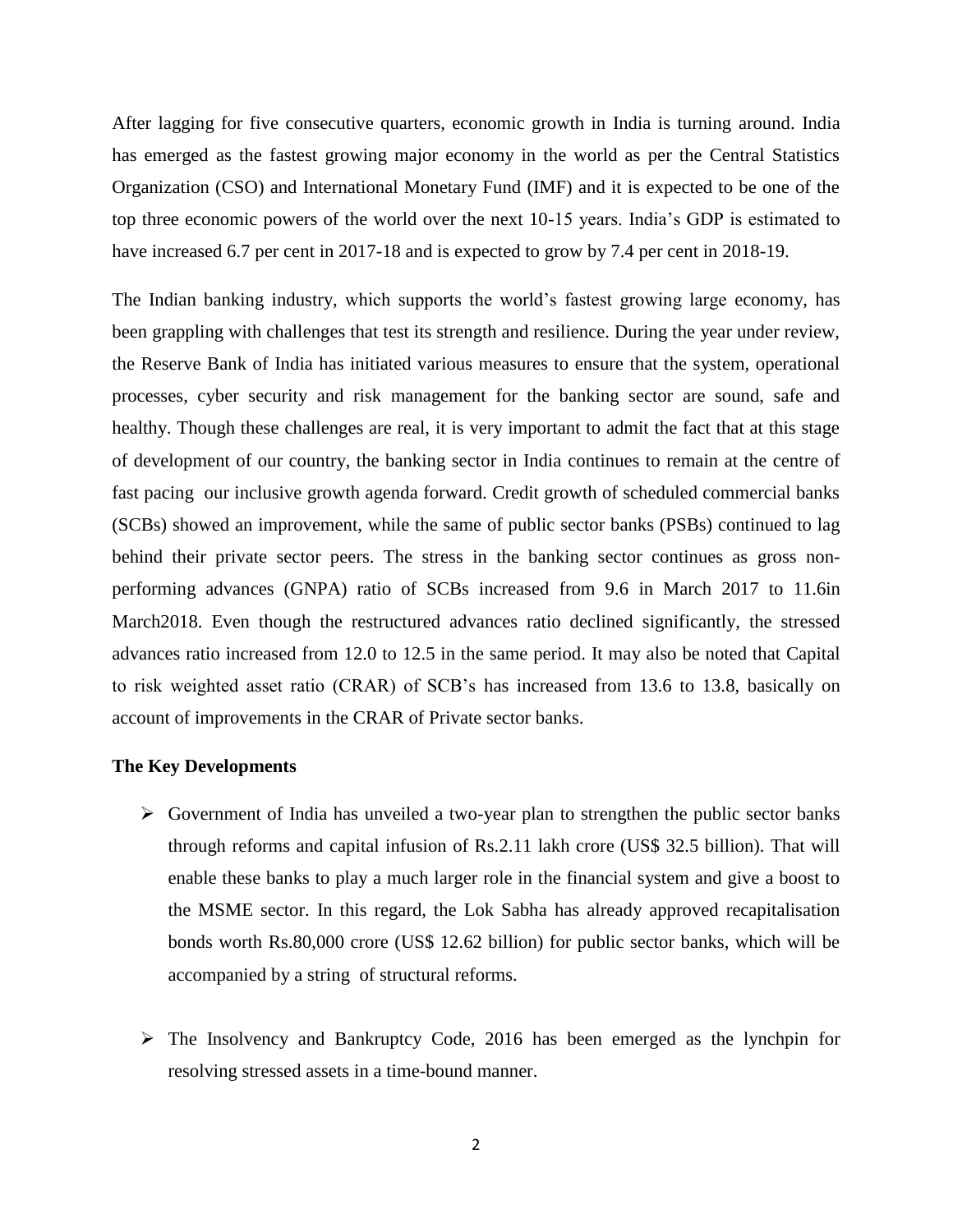After lagging for five consecutive quarters, economic growth in India is turning around. India has emerged as the fastest growing major economy in the world as per the Central Statistics Organization (CSO) and International Monetary Fund (IMF) and it is expected to be one of the top three economic powers of the world over the next 10-15 years. India's GDP is estimated to have increased 6.7 per cent in 2017-18 and is expected to grow by 7.4 per cent in 2018-19.

The Indian banking industry, which supports the world's fastest growing large economy, has been grappling with challenges that test its strength and resilience. During the year under review, the Reserve Bank of India has initiated various measures to ensure that the system, operational processes, cyber security and risk management for the banking sector are sound, safe and healthy. Though these challenges are real, it is very important to admit the fact that at this stage of development of our country, the banking sector in India continues to remain at the centre of fast pacing our inclusive growth agenda forward. Credit growth of scheduled commercial banks (SCBs) showed an improvement, while the same of public sector banks (PSBs) continued to lag behind their private sector peers. The stress in the banking sector continues as gross non-performing advances (GNPA) ratio of SCBs increased from 9.6 in March 2017 to 11.6in March2018. Even though the restructured advances ratio declined significantly, the stressed advances ratio increased from 12.0 to 12.5 in the same period. It may also be noted that Capital to risk weighted asset ratio (CRAR) of SCB's has increased from 13.6 to 13.8, basically on account of improvements in the CRAR of Private sector banks.

**The Key Developments**

- Government of India has unveiled a two-year plan to strengthen the public sector banks through reforms and capital infusion of Rs.2.11 lakh crore (US$ 32.5 billion). That will enable these banks to play a much larger role in the financial system and give a boost to the MSME sector. In this regard, the Lok Sabha has already approved recapitalisation bonds worth Rs.80,000 crore (US$ 12.62 billion) for public sector banks, which will be accompanied by a string of structural reforms.

- The Insolvency and Bankruptcy Code, 2016 has been emerged as the lynchpin for resolving stressed assets in a time-bound manner.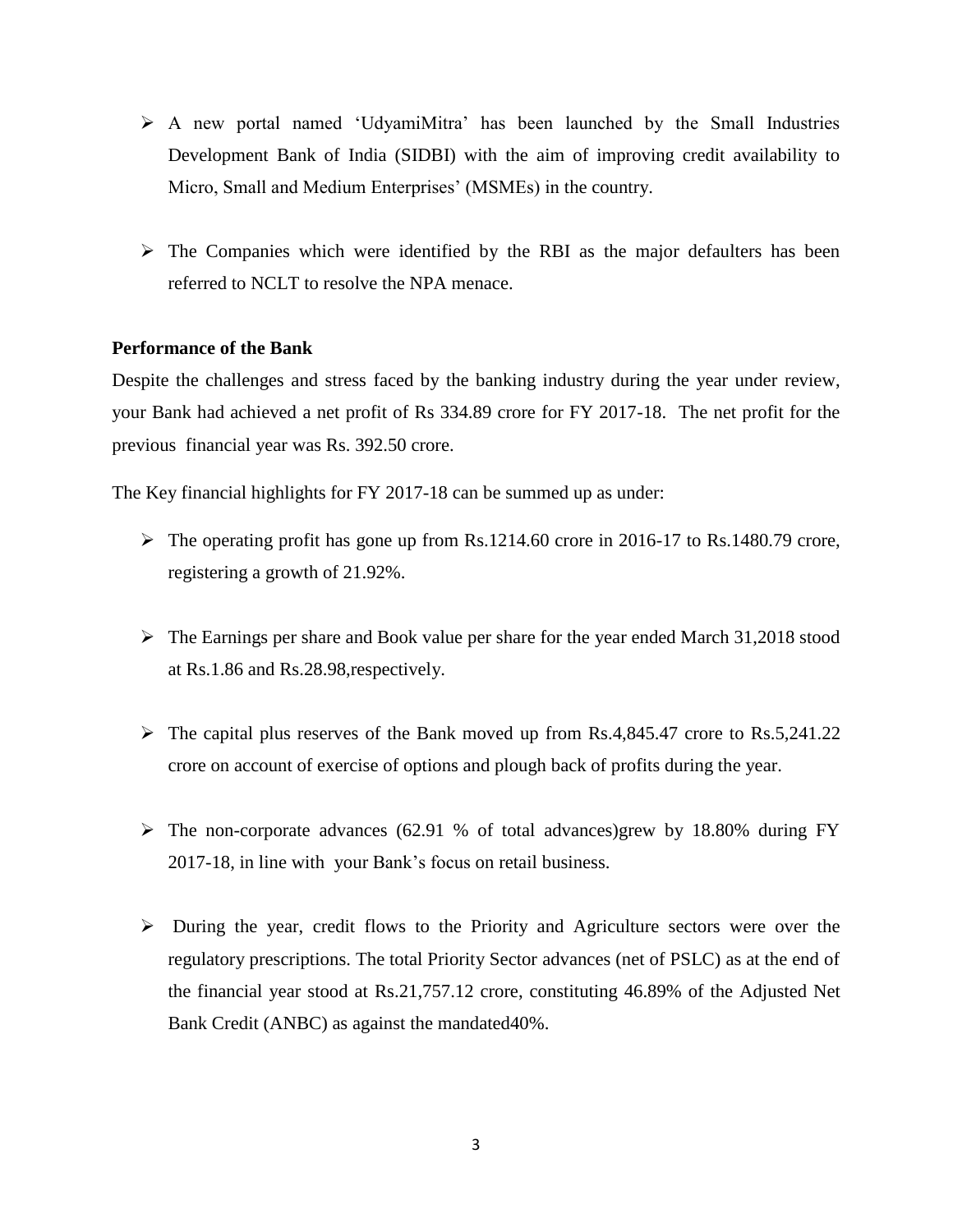- A new portal named 'UdyamiMitra' has been launched by the Small Industries Development Bank of India (SIDBI) with the aim of improving credit availability to Micro, Small and Medium Enterprises' (MSMEs) in the country.

- The Companies which were identified by the RBI as the major defaulters has been referred to NCLT to resolve the NPA menace.

**Performance of the Bank**

Despite the challenges and stress faced by the banking industry during the year under review, your Bank had achieved a net profit of Rs 334.89 crore for FY 2017-18. The net profit for the previous financial year was Rs. 392.50 crore.

The Key financial highlights for FY 2017-18 can be summed up as under:

- The operating profit has gone up from Rs.1214.60 crore in 2016-17 to Rs.1480.79 crore, registering a growth of 21.92%.

- The Earnings per share and Book value per share for the year ended March 31,2018 stood at Rs.1.86 and Rs.28.98,respectively.

- The capital plus reserves of the Bank moved up from Rs.4,845.47 crore to Rs.5,241.22 crore on account of exercise of options and plough back of profits during the year.

- The non-corporate advances (62.91 % of total advances)grew by 18.80% during FY 2017-18, in line with your Bank's focus on retail business.

- During the year, credit flows to the Priority and Agriculture sectors were over the regulatory prescriptions. The total Priority Sector advances (net of PSLC) as at the end of the financial year stood at Rs.21,757.12 crore, constituting 46.89% of the Adjusted Net Bank Credit (ANBC) as against the mandated40%.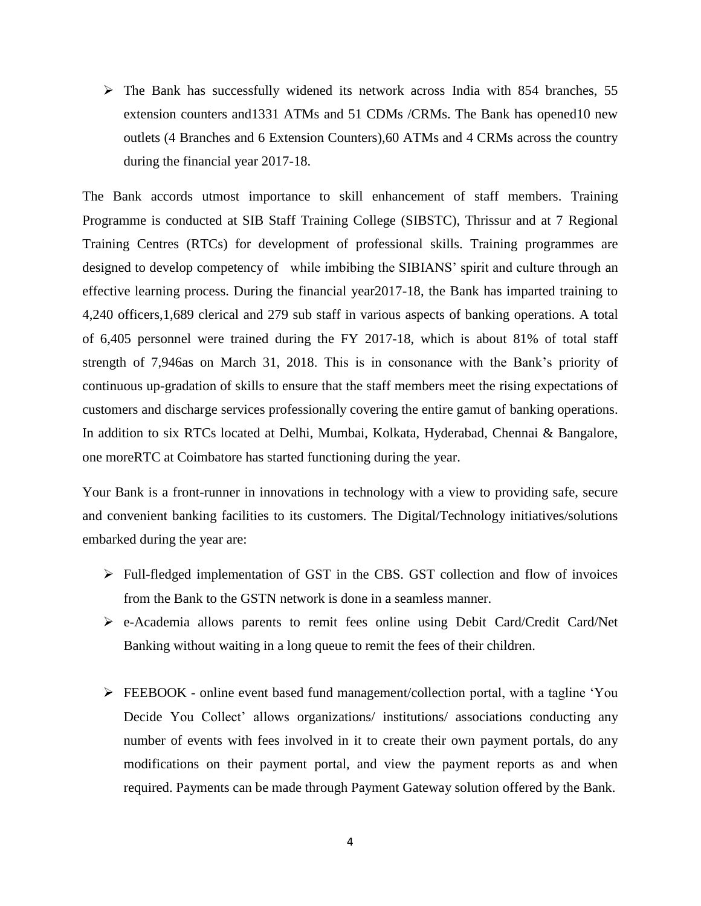- The Bank has successfully widened its network across India with 854 branches, 55 extension counters and1331 ATMs and 51 CDMs /CRMs. The Bank has opened10 new outlets (4 Branches and 6 Extension Counters),60 ATMs and 4 CRMs across the country during the financial year 2017-18.

The Bank accords utmost importance to skill enhancement of staff members. Training Programme is conducted at SIB Staff Training College (SIBSTC), Thrissur and at 7 Regional Training Centres (RTCs) for development of professional skills. Training programmes are designed to develop competency of  while imbibing the SIBIANS' spirit and culture through an effective learning process. During the financial year2017-18, the Bank has imparted training to 4,240 officers,1,689 clerical and 279 sub staff in various aspects of banking operations. A total of 6,405 personnel were trained during the FY 2017-18, which is about 81% of total staff strength of 7,946as on March 31, 2018. This is in consonance with the Bank's priority of continuous up-gradation of skills to ensure that the staff members meet the rising expectations of customers and discharge services professionally covering the entire gamut of banking operations. In addition to six RTCs located at Delhi, Mumbai, Kolkata, Hyderabad, Chennai & Bangalore, one moreRTC at Coimbatore has started functioning during the year.

Your Bank is a front-runner in innovations in technology with a view to providing safe, secure and convenient banking facilities to its customers. The Digital/Technology initiatives/solutions embarked during the year are:

- Full-fledged implementation of GST in the CBS. GST collection and flow of invoices from the Bank to the GSTN network is done in a seamless manner.
- e-Academia allows parents to remit fees online using Debit Card/Credit Card/Net Banking without waiting in a long queue to remit the fees of their children.
- FEEBOOK - online event based fund management/collection portal, with a tagline 'You Decide You Collect' allows organizations/ institutions/ associations conducting any number of events with fees involved in it to create their own payment portals, do any modifications on their payment portal, and view the payment reports as and when required. Payments can be made through Payment Gateway solution offered by the Bank.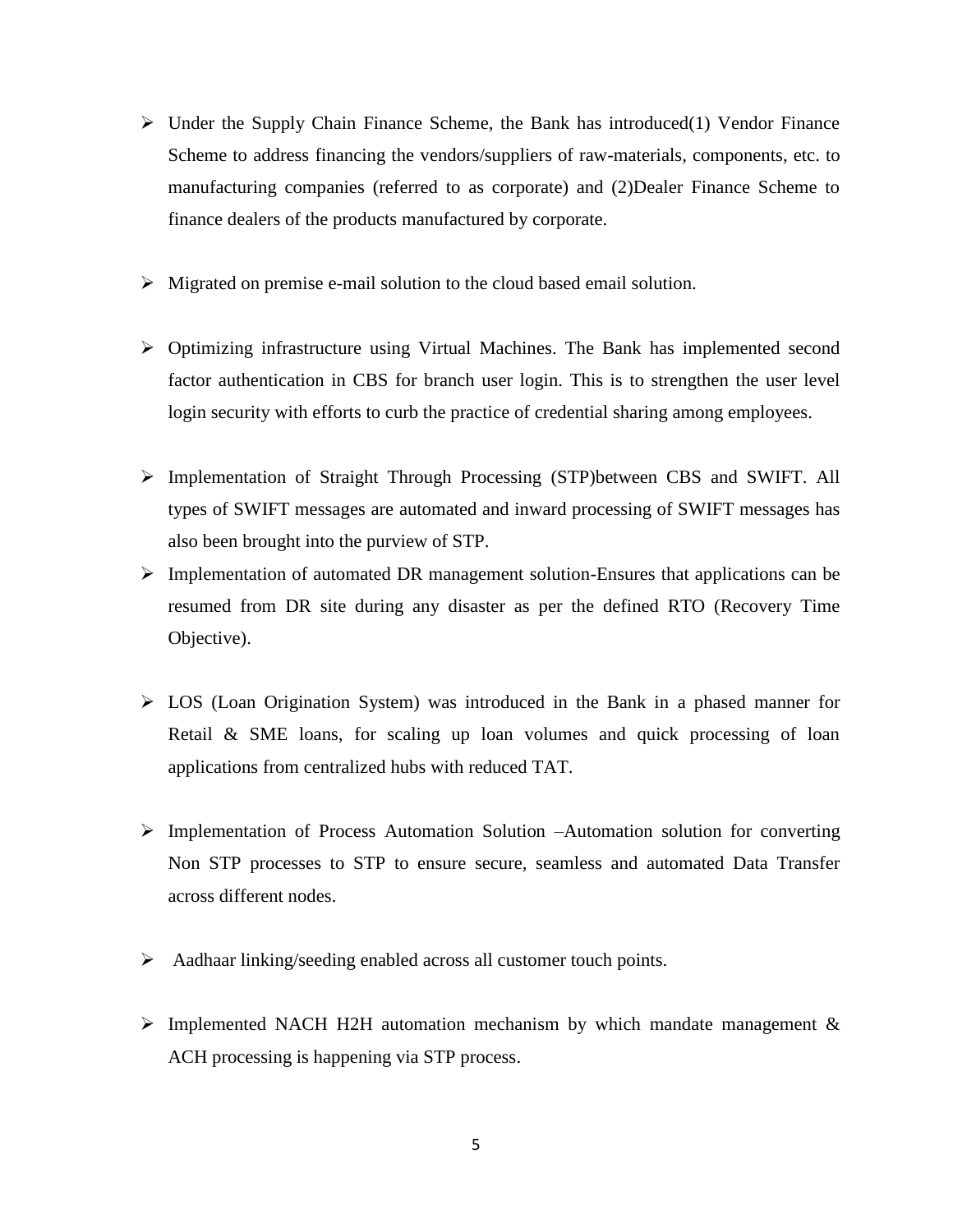- Under the Supply Chain Finance Scheme, the Bank has introduced(1) Vendor Finance Scheme to address financing the vendors/suppliers of raw-materials, components, etc. to manufacturing companies (referred to as corporate) and (2)Dealer Finance Scheme to finance dealers of the products manufactured by corporate.

- Migrated on premise e-mail solution to the cloud based email solution.

- Optimizing infrastructure using Virtual Machines. The Bank has implemented second factor authentication in CBS for branch user login. This is to strengthen the user level login security with efforts to curb the practice of credential sharing among employees.

- Implementation of Straight Through Processing (STP)between CBS and SWIFT. All types of SWIFT messages are automated and inward processing of SWIFT messages has also been brought into the purview of STP.
- Implementation of automated DR management solution-Ensures that applications can be resumed from DR site during any disaster as per the defined RTO (Recovery Time Objective).

- LOS (Loan Origination System) was introduced in the Bank in a phased manner for Retail & SME loans, for scaling up loan volumes and quick processing of loan applications from centralized hubs with reduced TAT.

- Implementation of Process Automation Solution –Automation solution for converting Non STP processes to STP to ensure secure, seamless and automated Data Transfer across different nodes.

- Aadhaar linking/seeding enabled across all customer touch points.

- Implemented NACH H2H automation mechanism by which mandate management & ACH processing is happening via STP process.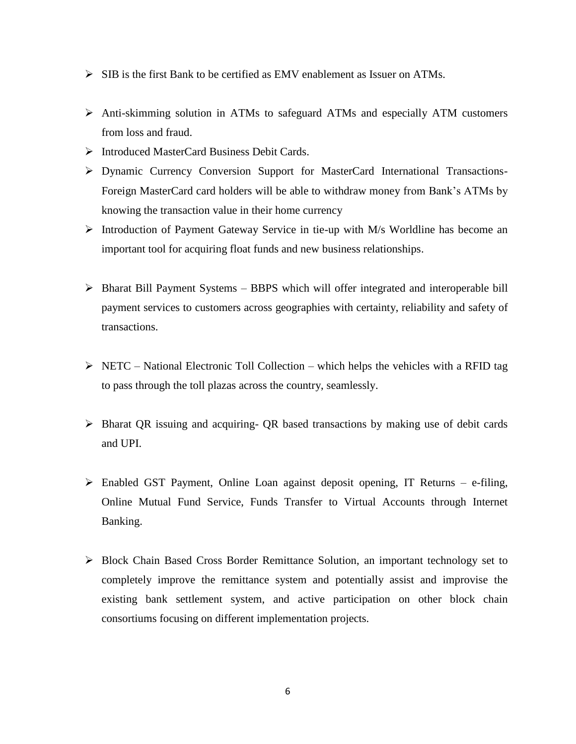- SIB is the first Bank to be certified as EMV enablement as Issuer on ATMs.
- Anti-skimming solution in ATMs to safeguard ATMs and especially ATM customers from loss and fraud.
- Introduced MasterCard Business Debit Cards.
- Dynamic Currency Conversion Support for MasterCard International Transactions- Foreign MasterCard card holders will be able to withdraw money from Bank's ATMs by knowing the transaction value in their home currency
- Introduction of Payment Gateway Service in tie-up with M/s Worldline has become an important tool for acquiring float funds and new business relationships.
- Bharat Bill Payment Systems – BBPS which will offer integrated and interoperable bill payment services to customers across geographies with certainty, reliability and safety of transactions.
- NETC – National Electronic Toll Collection – which helps the vehicles with a RFID tag to pass through the toll plazas across the country, seamlessly.
- Bharat QR issuing and acquiring- QR based transactions by making use of debit cards and UPI.
- Enabled GST Payment, Online Loan against deposit opening, IT Returns – e-filing, Online Mutual Fund Service, Funds Transfer to Virtual Accounts through Internet Banking.
- Block Chain Based Cross Border Remittance Solution, an important technology set to completely improve the remittance system and potentially assist and improvise the existing bank settlement system, and active participation on other block chain consortiums focusing on different implementation projects.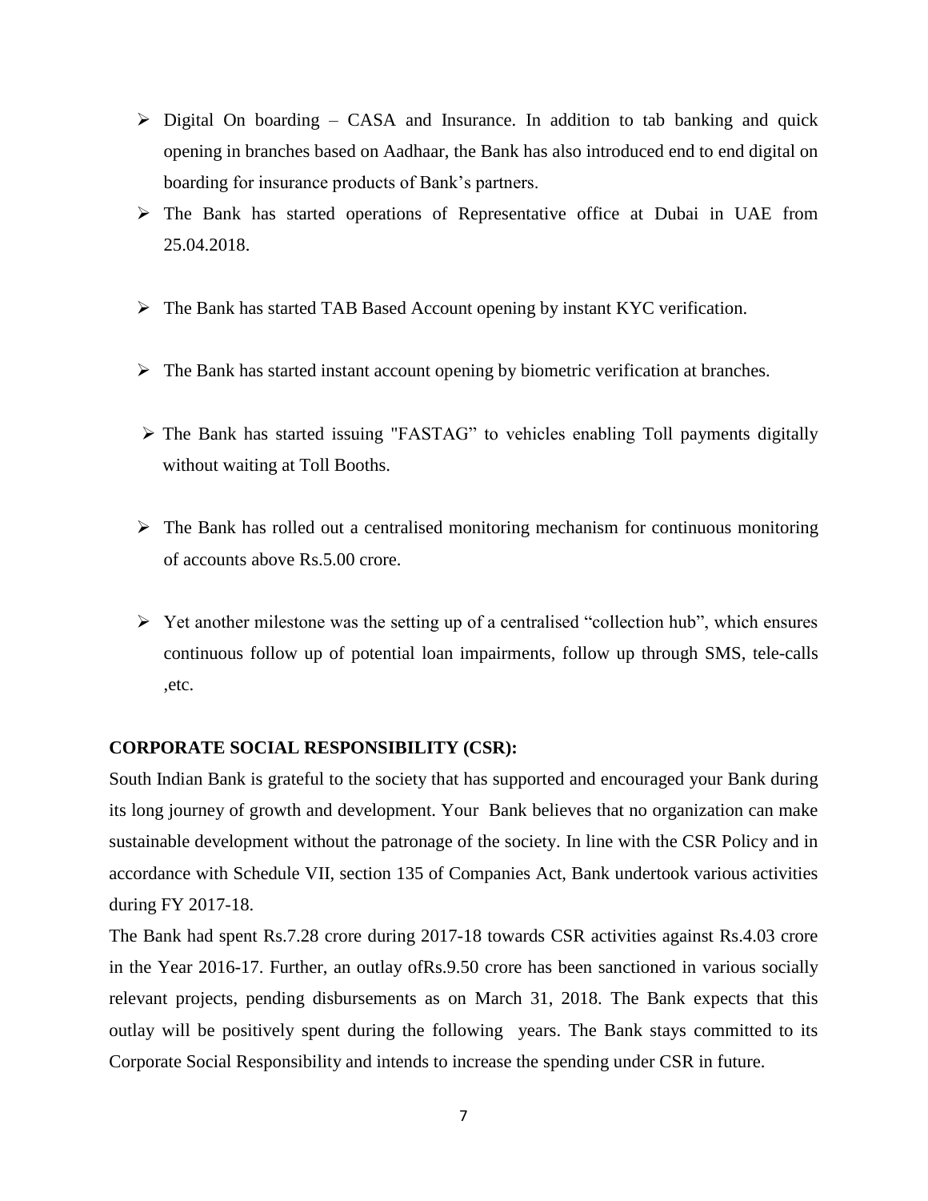- Digital On boarding – CASA and Insurance. In addition to tab banking and quick opening in branches based on Aadhaar, the Bank has also introduced end to end digital on boarding for insurance products of Bank's partners.
- The Bank has started operations of Representative office at Dubai in UAE from 25.04.2018.
- The Bank has started TAB Based Account opening by instant KYC verification.
- The Bank has started instant account opening by biometric verification at branches.
- The Bank has started issuing "FASTAG" to vehicles enabling Toll payments digitally without waiting at Toll Booths.
- The Bank has rolled out a centralised monitoring mechanism for continuous monitoring of accounts above Rs.5.00 crore.
- Yet another milestone was the setting up of a centralised "collection hub", which ensures continuous follow up of potential loan impairments, follow up through SMS, tele-calls ,etc.

**CORPORATE SOCIAL RESPONSIBILITY (CSR):**

South Indian Bank is grateful to the society that has supported and encouraged your Bank during its long journey of growth and development. Your Bank believes that no organization can make sustainable development without the patronage of the society. In line with the CSR Policy and in accordance with Schedule VII, section 135 of Companies Act, Bank undertook various activities during FY 2017-18.

The Bank had spent Rs.7.28 crore during 2017-18 towards CSR activities against Rs.4.03 crore in the Year 2016-17. Further, an outlay ofRs.9.50 crore has been sanctioned in various socially relevant projects, pending disbursements as on March 31, 2018. The Bank expects that this outlay will be positively spent during the following years. The Bank stays committed to its Corporate Social Responsibility and intends to increase the spending under CSR in future.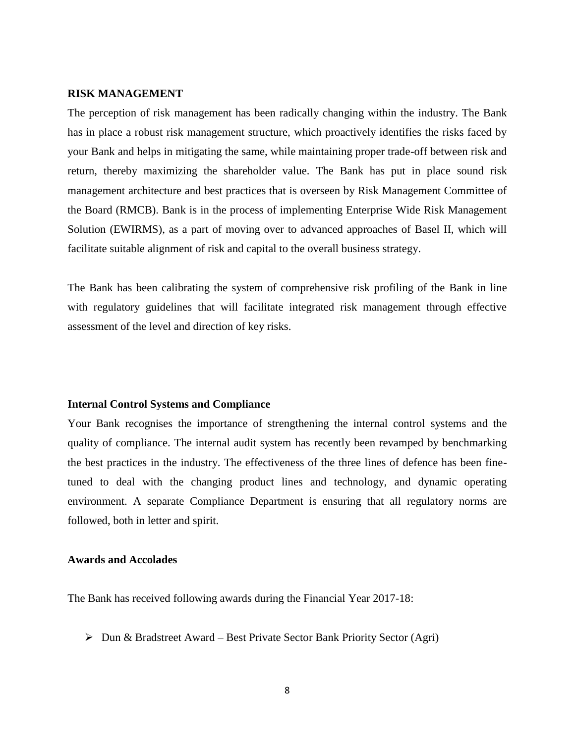## RISK MANAGEMENT

The perception of risk management has been radically changing within the industry. The Bank has in place a robust risk management structure, which proactively identifies the risks faced by your Bank and helps in mitigating the same, while maintaining proper trade-off between risk and return, thereby maximizing the shareholder value. The Bank has put in place sound risk management architecture and best practices that is overseen by Risk Management Committee of the Board (RMCB). Bank is in the process of implementing Enterprise Wide Risk Management Solution (EWIRMS), as a part of moving over to advanced approaches of Basel II, which will facilitate suitable alignment of risk and capital to the overall business strategy.

The Bank has been calibrating the system of comprehensive risk profiling of the Bank in line with regulatory guidelines that will facilitate integrated risk management through effective assessment of the level and direction of key risks.

### Internal Control Systems and Compliance

Your Bank recognises the importance of strengthening the internal control systems and the quality of compliance. The internal audit system has recently been revamped by benchmarking the best practices in the industry. The effectiveness of the three lines of defence has been fine-tuned to deal with the changing product lines and technology, and dynamic operating environment. A separate Compliance Department is ensuring that all regulatory norms are followed, both in letter and spirit.

### Awards and Accolades

The Bank has received following awards during the Financial Year 2017-18:

- Dun & Bradstreet Award – Best Private Sector Bank Priority Sector (Agri)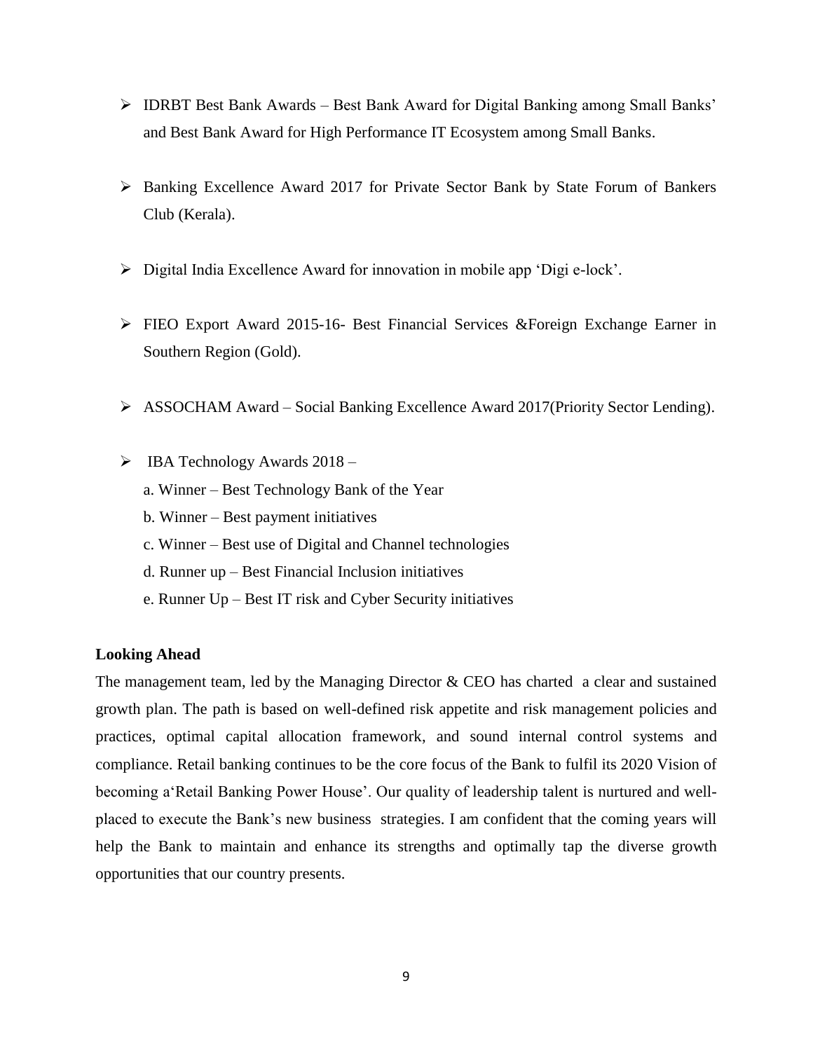- IDRBT Best Bank Awards – Best Bank Award for Digital Banking among Small Banks' and Best Bank Award for High Performance IT Ecosystem among Small Banks.

- Banking Excellence Award 2017 for Private Sector Bank by State Forum of Bankers Club (Kerala).

- Digital India Excellence Award for innovation in mobile app 'Digi e-lock'.

- FIEO Export Award 2015-16- Best Financial Services &Foreign Exchange Earner in Southern Region (Gold).

- ASSOCHAM Award – Social Banking Excellence Award 2017(Priority Sector Lending).

- IBA Technology Awards 2018 –
  a. Winner – Best Technology Bank of the Year
  b. Winner – Best payment initiatives
  c. Winner – Best use of Digital and Channel technologies
  d. Runner up – Best Financial Inclusion initiatives
  e. Runner Up – Best IT risk and Cyber Security initiatives

**Looking Ahead**

The management team, led by the Managing Director & CEO has charted a clear and sustained growth plan. The path is based on well-defined risk appetite and risk management policies and practices, optimal capital allocation framework, and sound internal control systems and compliance. Retail banking continues to be the core focus of the Bank to fulfil its 2020 Vision of becoming a'Retail Banking Power House'. Our quality of leadership talent is nurtured and well-placed to execute the Bank's new business strategies. I am confident that the coming years will help the Bank to maintain and enhance its strengths and optimally tap the diverse growth opportunities that our country presents.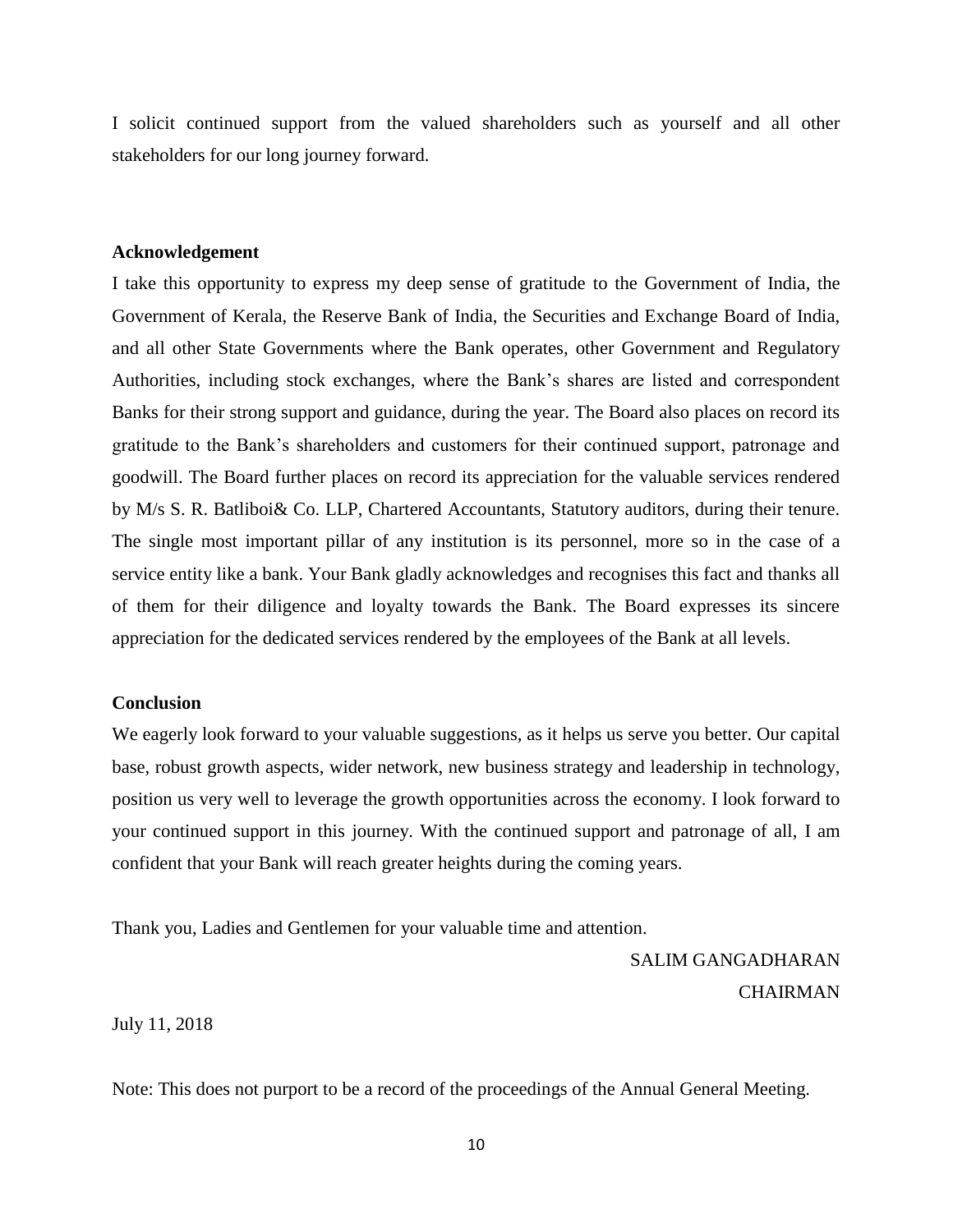I solicit continued support from the valued shareholders such as yourself and all other stakeholders for our long journey forward.

**Acknowledgement**

I take this opportunity to express my deep sense of gratitude to the Government of India, the Government of Kerala, the Reserve Bank of India, the Securities and Exchange Board of India, and all other State Governments where the Bank operates, other Government and Regulatory Authorities, including stock exchanges, where the Bank's shares are listed and correspondent Banks for their strong support and guidance, during the year. The Board also places on record its gratitude to the Bank's shareholders and customers for their continued support, patronage and goodwill. The Board further places on record its appreciation for the valuable services rendered by M/s S. R. Batliboi& Co. LLP, Chartered Accountants, Statutory auditors, during their tenure. The single most important pillar of any institution is its personnel, more so in the case of a service entity like a bank. Your Bank gladly acknowledges and recognises this fact and thanks all of them for their diligence and loyalty towards the Bank. The Board expresses its sincere appreciation for the dedicated services rendered by the employees of the Bank at all levels.

**Conclusion**

We eagerly look forward to your valuable suggestions, as it helps us serve you better. Our capital base, robust growth aspects, wider network, new business strategy and leadership in technology, position us very well to leverage the growth opportunities across the economy. I look forward to your continued support in this journey. With the continued support and patronage of all, I am confident that your Bank will reach greater heights during the coming years.

Thank you, Ladies and Gentlemen for your valuable time and attention.

SALIM GANGADHARAN

CHAIRMAN

July 11, 2018

Note: This does not purport to be a record of the proceedings of the Annual General Meeting.